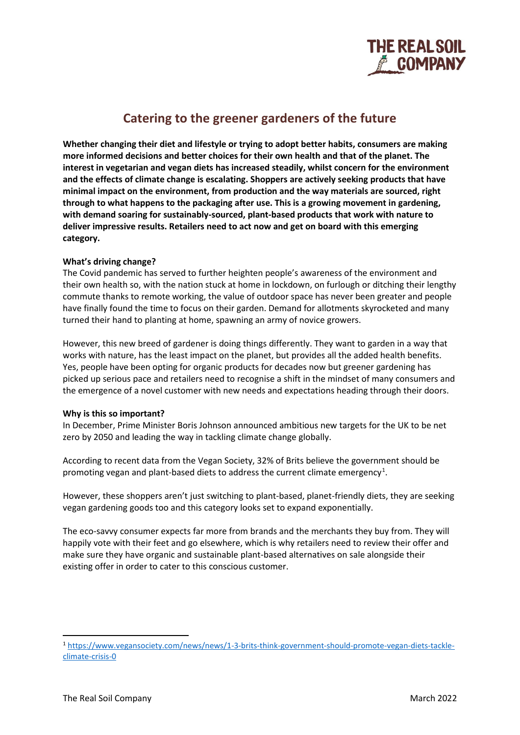# Catering to the greener gardeners of the future

**Whether changing their diet and lifestyle or trying to adopt better habits, consumers are making more informed decisions and better choices for their own health and that of the planet. The interest in vegetarian and vegan diets has increased steadily, whilst concern for the environment and the effects of climate change is escalating. Shoppers are actively seeking products that have minimal impact on the environment, from production and the way materials are sourced, right through to what happens to the packaging after use. This is a growing movement in gardening, with demand soaring for sustainably-sourced, plant-based products that work with nature to deliver impressive results. Retailers need to act now and get on board with this emerging category.**

**What's driving change?**

The Covid pandemic has served to further heighten people's awareness of the environment and their own health so, with the nation stuck at home in lockdown, on furlough or ditching their lengthy commute thanks to remote working, the value of outdoor space has never been greater and people have finally found the time to focus on their garden. Demand for allotments skyrocketed and many turned their hand to planting at home, spawning an army of novice growers.

However, this new breed of gardener is doing things differently. They want to garden in a way that works with nature, has the least impact on the planet, but provides all the added health benefits. Yes, people have been opting for organic products for decades now but greener gardening has picked up serious pace and retailers need to recognise a shift in the mindset of many consumers and the emergence of a novel customer with new needs and expectations heading through their doors.

**Why is this so important?**

In December, Prime Minister Boris Johnson announced ambitious new targets for the UK to be net zero by 2050 and leading the way in tackling climate change globally.

According to recent data from the Vegan Society, 32% of Brits believe the government should be promoting vegan and plant-based diets to address the current climate emergency[1].

However, these shoppers aren't just switching to plant-based, planet-friendly diets, they are seeking vegan gardening goods too and this category looks set to expand exponentially.

The eco-savvy consumer expects far more from brands and the merchants they buy from. They will happily vote with their feet and go elsewhere, which is why retailers need to review their offer and make sure they have organic and sustainable plant-based alternatives on sale alongside their existing offer in order to cater to this conscious customer.

[1] https://www.vegansociety.com/news/news/1-3-brits-think-government-should-promote-vegan-diets-tackle-climate-crisis-0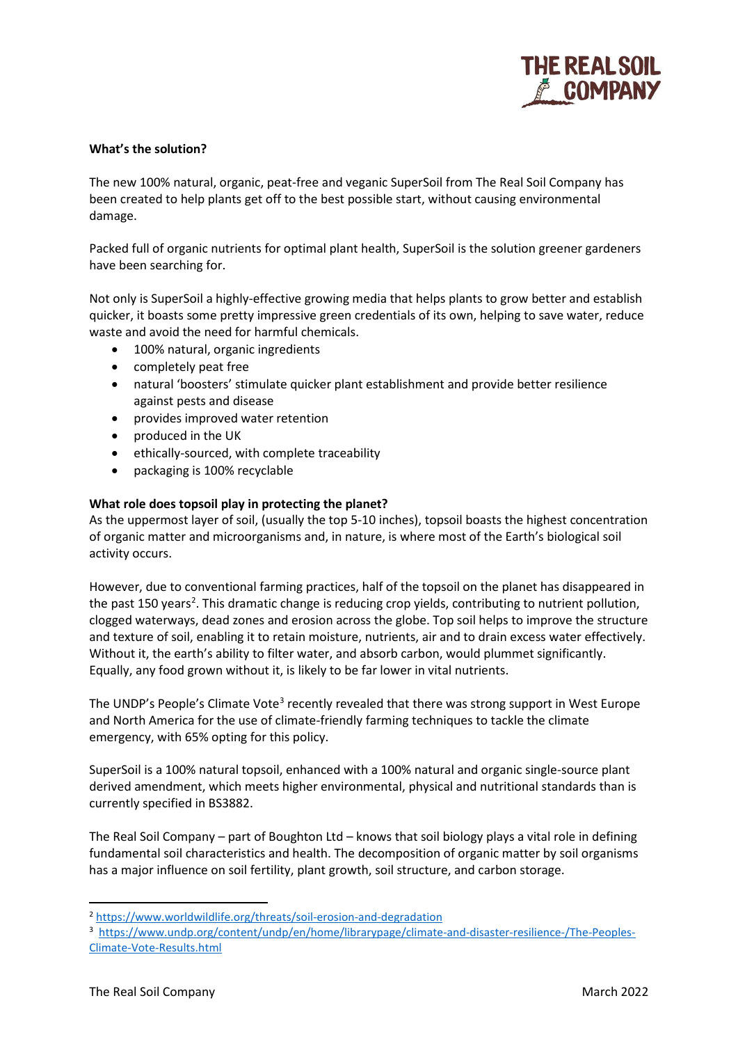**What's the solution?**

The new 100% natural, organic, peat-free and veganic SuperSoil from The Real Soil Company has been created to help plants get off to the best possible start, without causing environmental damage.

Packed full of organic nutrients for optimal plant health, SuperSoil is the solution greener gardeners have been searching for.

Not only is SuperSoil a highly-effective growing media that helps plants to grow better and establish quicker, it boasts some pretty impressive green credentials of its own, helping to save water, reduce waste and avoid the need for harmful chemicals.

- 100% natural, organic ingredients
- completely peat free
- natural 'boosters' stimulate quicker plant establishment and provide better resilience against pests and disease
- provides improved water retention
- produced in the UK
- ethically-sourced, with complete traceability
- packaging is 100% recyclable

**What role does topsoil play in protecting the planet?**

As the uppermost layer of soil, (usually the top 5-10 inches), topsoil boasts the highest concentration of organic matter and microorganisms and, in nature, is where most of the Earth's biological soil activity occurs.

However, due to conventional farming practices, half of the topsoil on the planet has disappeared in the past 150 years[2]. This dramatic change is reducing crop yields, contributing to nutrient pollution, clogged waterways, dead zones and erosion across the globe. Top soil helps to improve the structure and texture of soil, enabling it to retain moisture, nutrients, air and to drain excess water effectively. Without it, the earth's ability to filter water, and absorb carbon, would plummet significantly. Equally, any food grown without it, is likely to be far lower in vital nutrients.

The UNDP's People's Climate Vote[3] recently revealed that there was strong support in West Europe and North America for the use of climate-friendly farming techniques to tackle the climate emergency, with 65% opting for this policy.

SuperSoil is a 100% natural topsoil, enhanced with a 100% natural and organic single-source plant derived amendment, which meets higher environmental, physical and nutritional standards than is currently specified in BS3882.

The Real Soil Company – part of Boughton Ltd – knows that soil biology plays a vital role in defining fundamental soil characteristics and health. The decomposition of organic matter by soil organisms has a major influence on soil fertility, plant growth, soil structure, and carbon storage.

---

[2] https://www.worldwildlife.org/threats/soil-erosion-and-degradation

[3] https://www.undp.org/content/undp/en/home/librarypage/climate-and-disaster-resilience-/The-Peoples-Climate-Vote-Results.html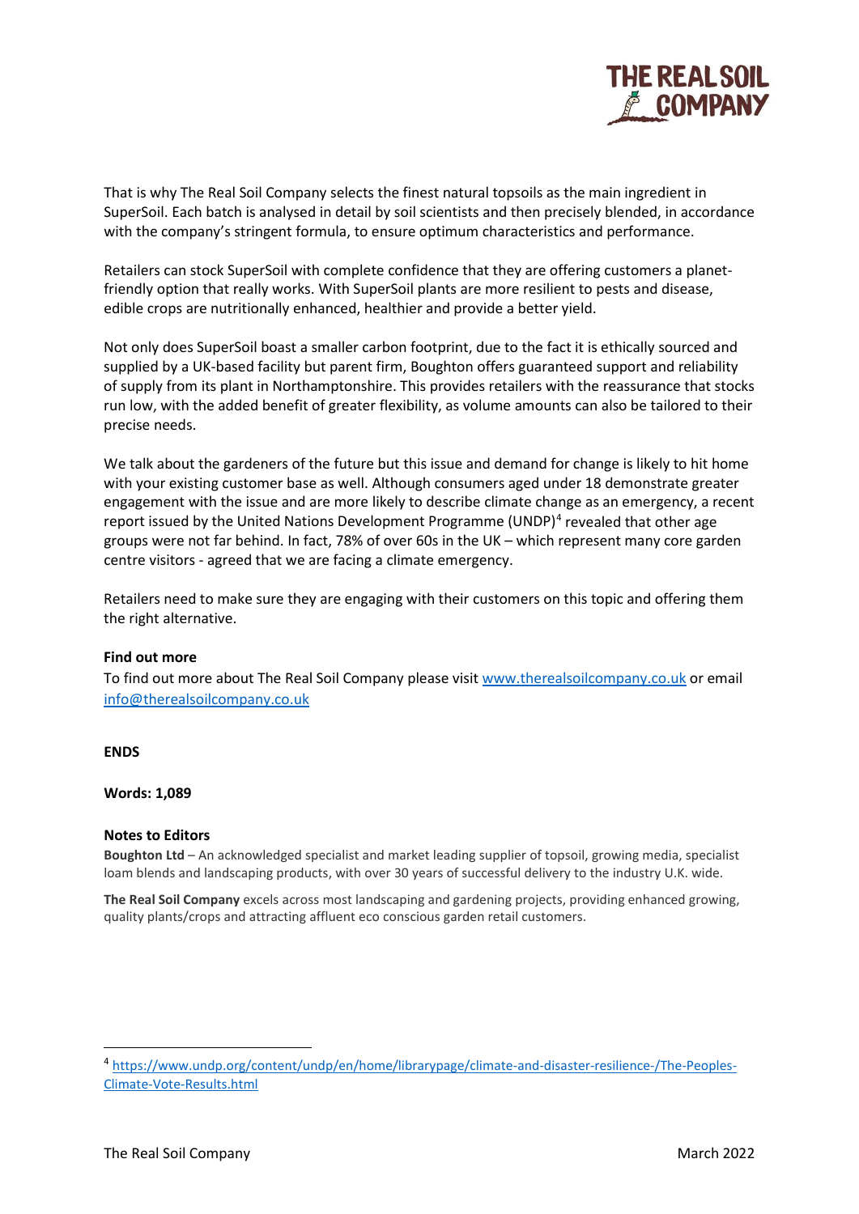That is why The Real Soil Company selects the finest natural topsoils as the main ingredient in SuperSoil. Each batch is analysed in detail by soil scientists and then precisely blended, in accordance with the company's stringent formula, to ensure optimum characteristics and performance.

Retailers can stock SuperSoil with complete confidence that they are offering customers a planet-friendly option that really works. With SuperSoil plants are more resilient to pests and disease, edible crops are nutritionally enhanced, healthier and provide a better yield.

Not only does SuperSoil boast a smaller carbon footprint, due to the fact it is ethically sourced and supplied by a UK-based facility but parent firm, Boughton offers guaranteed support and reliability of supply from its plant in Northamptonshire. This provides retailers with the reassurance that stocks run low, with the added benefit of greater flexibility, as volume amounts can also be tailored to their precise needs.

We talk about the gardeners of the future but this issue and demand for change is likely to hit home with your existing customer base as well. Although consumers aged under 18 demonstrate greater engagement with the issue and are more likely to describe climate change as an emergency, a recent report issued by the United Nations Development Programme (UNDP)[4] revealed that other age groups were not far behind. In fact, 78% of over 60s in the UK – which represent many core garden centre visitors - agreed that we are facing a climate emergency.

Retailers need to make sure they are engaging with their customers on this topic and offering them the right alternative.

**Find out more**

To find out more about The Real Soil Company please visit [www.therealsoilcompany.co.uk](http://www.therealsoilcompany.co.uk) or email [info@therealsoilcompany.co.uk](mailto:info@therealsoilcompany.co.uk)

**ENDS**

**Words: 1,089**

**Notes to Editors**

**Boughton Ltd** – An acknowledged specialist and market leading supplier of topsoil, growing media, specialist loam blends and landscaping products, with over 30 years of successful delivery to the industry U.K. wide.

**The Real Soil Company** excels across most landscaping and gardening projects, providing enhanced growing, quality plants/crops and attracting affluent eco conscious garden retail customers.

[4] https://www.undp.org/content/undp/en/home/librarypage/climate-and-disaster-resilience-/The-Peoples-Climate-Vote-Results.html